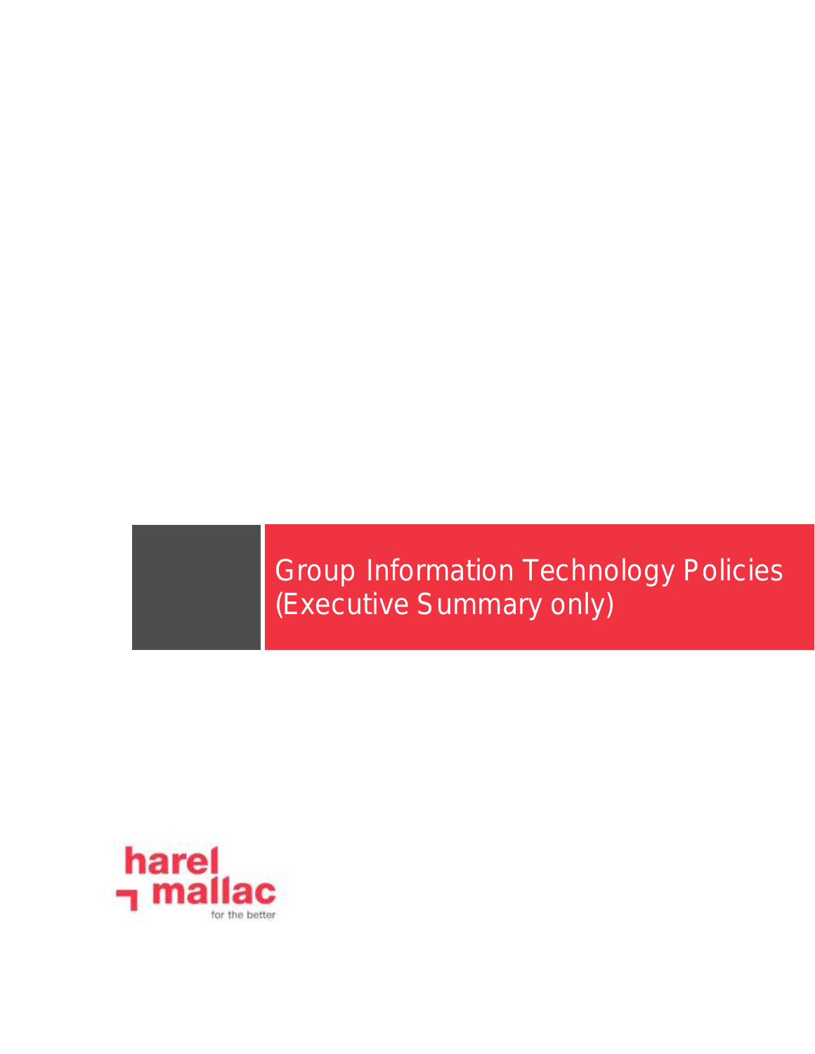# Group Information Technology Policies (Executive Summary only)

harel mallac

for the better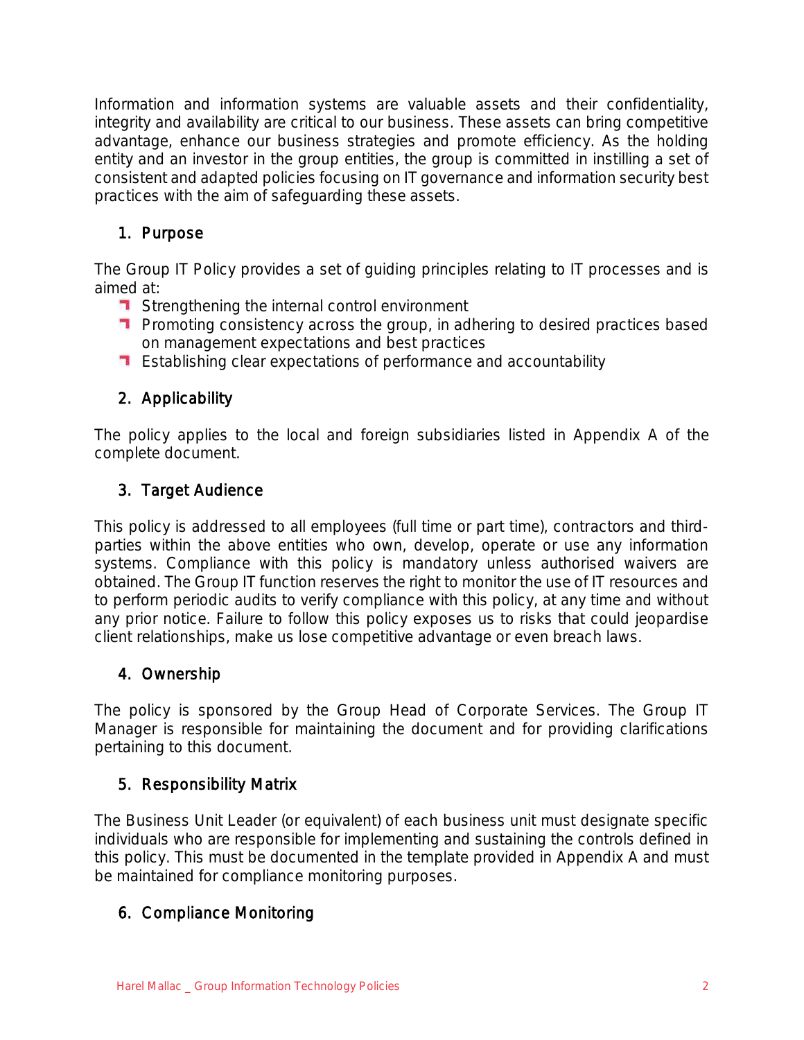Information and information systems are valuable assets and their confidentiality, integrity and availability are critical to our business. These assets can bring competitive advantage, enhance our business strategies and promote efficiency. As the holding entity and an investor in the group entities, the group is committed in instilling a set of consistent and adapted policies focusing on IT governance and information security best practices with the aim of safeguarding these assets.

## 1. Purpose

The Group IT Policy provides a set of guiding principles relating to IT processes and is aimed at:

- Strengthening the internal control environment
- Promoting consistency across the group, in adhering to desired practices based on management expectations and best practices
- Establishing clear expectations of performance and accountability

## 2. Applicability

The policy applies to the local and foreign subsidiaries listed in Appendix A of the complete document.

## 3. Target Audience

This policy is addressed to all employees (full time or part time), contractors and third-parties within the above entities who own, develop, operate or use any information systems. Compliance with this policy is mandatory unless authorised waivers are obtained. The Group IT function reserves the right to monitor the use of IT resources and to perform periodic audits to verify compliance with this policy, at any time and without any prior notice. Failure to follow this policy exposes us to risks that could jeopardise client relationships, make us lose competitive advantage or even breach laws.

## 4. Ownership

The policy is sponsored by the Group Head of Corporate Services. The Group IT Manager is responsible for maintaining the document and for providing clarifications pertaining to this document.

## 5. Responsibility Matrix

The Business Unit Leader (or equivalent) of each business unit must designate specific individuals who are responsible for implementing and sustaining the controls defined in this policy. This must be documented in the template provided in Appendix A and must be maintained for compliance monitoring purposes.

## 6. Compliance Monitoring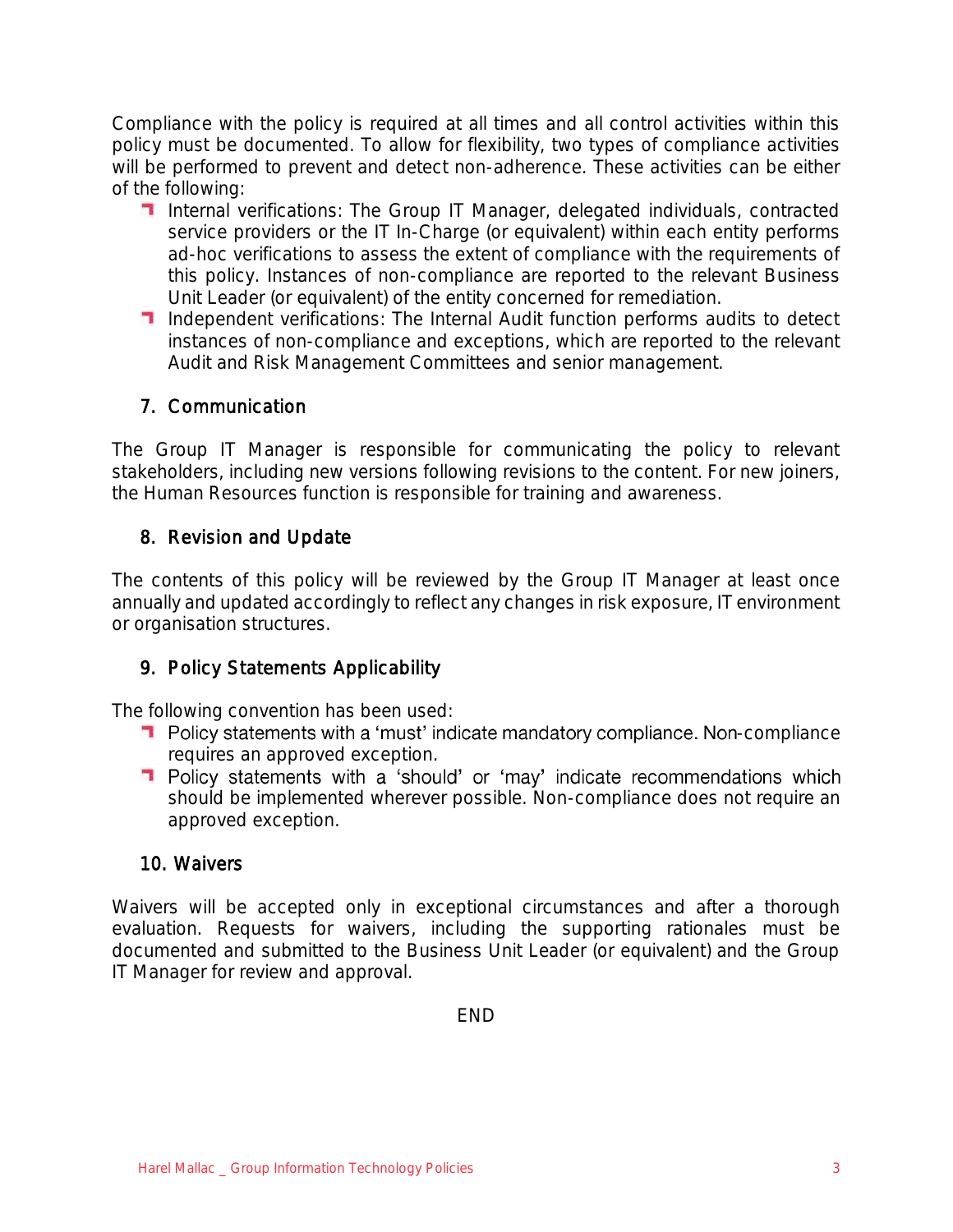Compliance with the policy is required at all times and all control activities within this policy must be documented. To allow for flexibility, two types of compliance activities will be performed to prevent and detect non-adherence. These activities can be either of the following:

- Internal verifications: The Group IT Manager, delegated individuals, contracted service providers or the IT In-Charge (or equivalent) within each entity performs ad-hoc verifications to assess the extent of compliance with the requirements of this policy. Instances of non-compliance are reported to the relevant Business Unit Leader (or equivalent) of the entity concerned for remediation.
- Independent verifications: The Internal Audit function performs audits to detect instances of non-compliance and exceptions, which are reported to the relevant Audit and Risk Management Committees and senior management.

## 7. Communication

The Group IT Manager is responsible for communicating the policy to relevant stakeholders, including new versions following revisions to the content. For new joiners, the Human Resources function is responsible for training and awareness.

## 8. Revision and Update

The contents of this policy will be reviewed by the Group IT Manager at least once annually and updated accordingly to reflect any changes in risk exposure, IT environment or organisation structures.

## 9. Policy Statements Applicability

The following convention has been used:

- Policy statements with a 'must' indicate mandatory compliance. Non-compliance requires an approved exception.
- Policy statements with a 'should' or 'may' indicate recommendations which should be implemented wherever possible. Non-compliance does not require an approved exception.

## 10. Waivers

Waivers will be accepted only in exceptional circumstances and after a thorough evaluation. Requests for waivers, including the supporting rationales must be documented and submitted to the Business Unit Leader (or equivalent) and the Group IT Manager for review and approval.

END